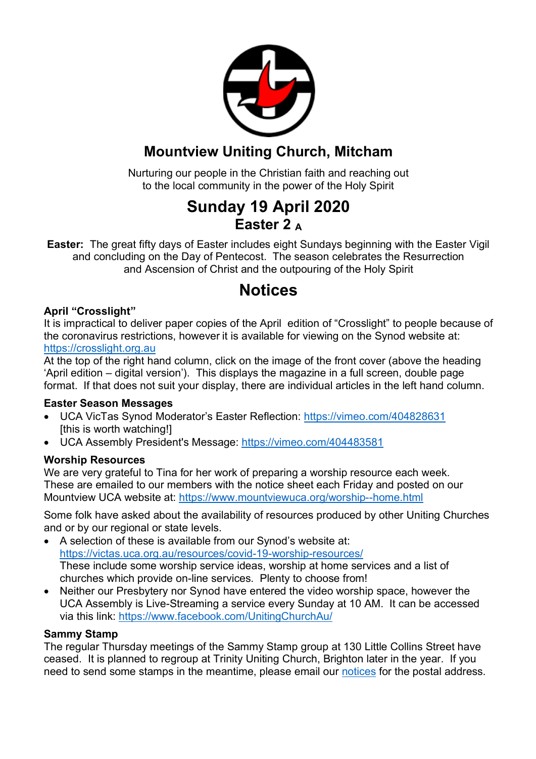# Mountview Uniting Church, Mitcham

Nurturing our people in the Christian faith and reaching out
to the local community in the power of the Holy Spirit

## Sunday 19 April 2020

### Easter 2 A

**Easter:** The great fifty days of Easter includes eight Sundays beginning with the Easter Vigil and concluding on the Day of Pentecost. The season celebrates the Resurrection and Ascension of Christ and the outpouring of the Holy Spirit

# Notices

### April "Crosslight"

It is impractical to deliver paper copies of the April edition of "Crosslight" to people because of the coronavirus restrictions, however it is available for viewing on the Synod website at: https://crosslight.org.au

At the top of the right hand column, click on the image of the front cover (above the heading 'April edition – digital version'). This displays the magazine in a full screen, double page format. If that does not suit your display, there are individual articles in the left hand column.

### Easter Season Messages

- UCA VicTas Synod Moderator's Easter Reflection: https://vimeo.com/404828631 [this is worth watching!]
- UCA Assembly President's Message: https://vimeo.com/404483581

### Worship Resources

We are very grateful to Tina for her work of preparing a worship resource each week. These are emailed to our members with the notice sheet each Friday and posted on our Mountview UCA website at: https://www.mountviewuca.org/worship--home.html

Some folk have asked about the availability of resources produced by other Uniting Churches and or by our regional or state levels.

- A selection of these is available from our Synod's website at: https://victas.uca.org.au/resources/covid-19-worship-resources/ These include some worship service ideas, worship at home services and a list of churches which provide on-line services. Plenty to choose from!
- Neither our Presbytery nor Synod have entered the video worship space, however the UCA Assembly is Live-Streaming a service every Sunday at 10 AM. It can be accessed via this link: https://www.facebook.com/UnitingChurchAu/

### Sammy Stamp

The regular Thursday meetings of the Sammy Stamp group at 130 Little Collins Street have ceased. It is planned to regroup at Trinity Uniting Church, Brighton later in the year. If you need to send some stamps in the meantime, please email our notices for the postal address.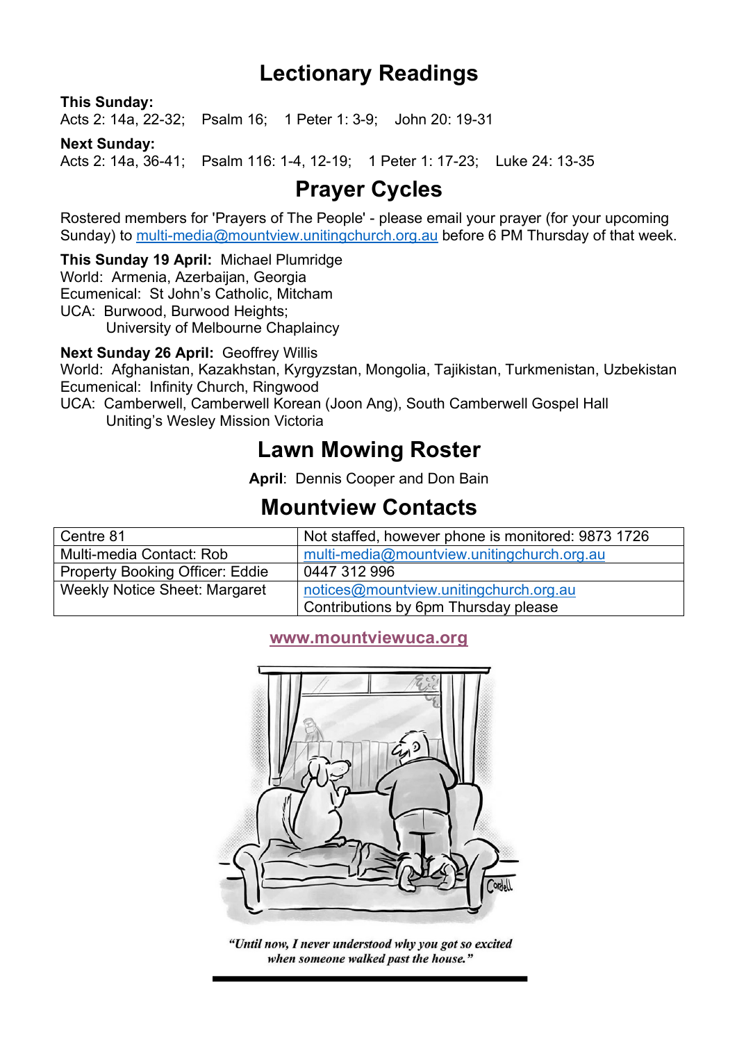# Lectionary Readings

**This Sunday:**
Acts 2: 14a, 22-32; Psalm 16; 1 Peter 1: 3-9; John 20: 19-31

**Next Sunday:**
Acts 2: 14a, 36-41; Psalm 116: 1-4, 12-19; 1 Peter 1: 17-23; Luke 24: 13-35

# Prayer Cycles

Rostered members for 'Prayers of The People' - please email your prayer (for your upcoming Sunday) to multi-media@mountview.unitingchurch.org.au before 6 PM Thursday of that week.

**This Sunday 19 April:** Michael Plumridge
World: Armenia, Azerbaijan, Georgia
Ecumenical: St John's Catholic, Mitcham
UCA: Burwood, Burwood Heights;
University of Melbourne Chaplaincy

**Next Sunday 26 April:** Geoffrey Willis
World: Afghanistan, Kazakhstan, Kyrgyzstan, Mongolia, Tajikistan, Turkmenistan, Uzbekistan
Ecumenical: Infinity Church, Ringwood
UCA: Camberwell, Camberwell Korean (Joon Ang), South Camberwell Gospel Hall
Uniting's Wesley Mission Victoria

# Lawn Mowing Roster

**April**: Dennis Cooper and Don Bain

# Mountview Contacts

| | |
|---|---|
| Centre 81 | Not staffed, however phone is monitored: 9873 1726 |
| Multi-media Contact: Rob | multi-media@mountview.unitingchurch.org.au |
| Property Booking Officer: Eddie | 0447 312 996 |
| Weekly Notice Sheet: Margaret | notices@mountview.unitingchurch.org.au Contributions by 6pm Thursday please |

**www.mountviewuca.org**

*"Until now, I never understood why you got so excited when someone walked past the house."*